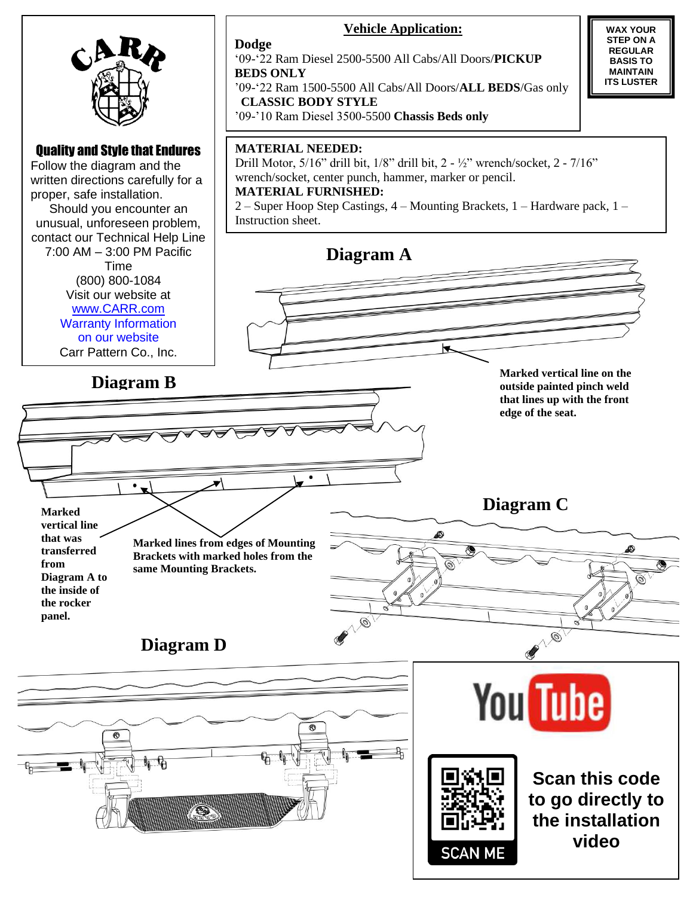CARR

**Quality and Style that Endures**

Follow the diagram and the written directions carefully for a proper, safe installation.

Should you encounter an unusual, unforeseen problem, contact our Technical Help Line 7:00 AM – 3:00 PM Pacific Time (800) 800-1084

Visit our website at www.CARR.com

Warranty Information on our website

Carr Pattern Co., Inc.

## Vehicle Application:

**Dodge**

'09-'22 Ram Diesel 2500-5500 All Cabs/All Doors/**PICKUP BEDS ONLY**

'09-'22 Ram 1500-5500 All Cabs/All Doors/**ALL BEDS**/Gas only **CLASSIC BODY STYLE**

'09-'10 Ram Diesel 3500-5500 **Chassis Beds only**

**WAX YOUR STEP ON A REGULAR BASIS TO MAINTAIN ITS LUSTER**

**MATERIAL NEEDED:**
Drill Motor, 5/16" drill bit, 1/8" drill bit, 2 - ½" wrench/socket, 2 - 7/16" wrench/socket, center punch, hammer, marker or pencil.

**MATERIAL FURNISHED:**
2 – Super Hoop Step Castings, 4 – Mounting Brackets, 1 – Hardware pack, 1 – Instruction sheet.

## Diagram A

**Marked vertical line on the outside painted pinch weld that lines up with the front edge of the seat.**

## Diagram B

**Marked vertical line that was transferred from Diagram A to the inside of the rocker panel.**

**Marked lines from edges of Mounting Brackets with marked holes from the same Mounting Brackets.**

## Diagram C

## Diagram D

**Scan this code to go directly to the installation video**

SCAN ME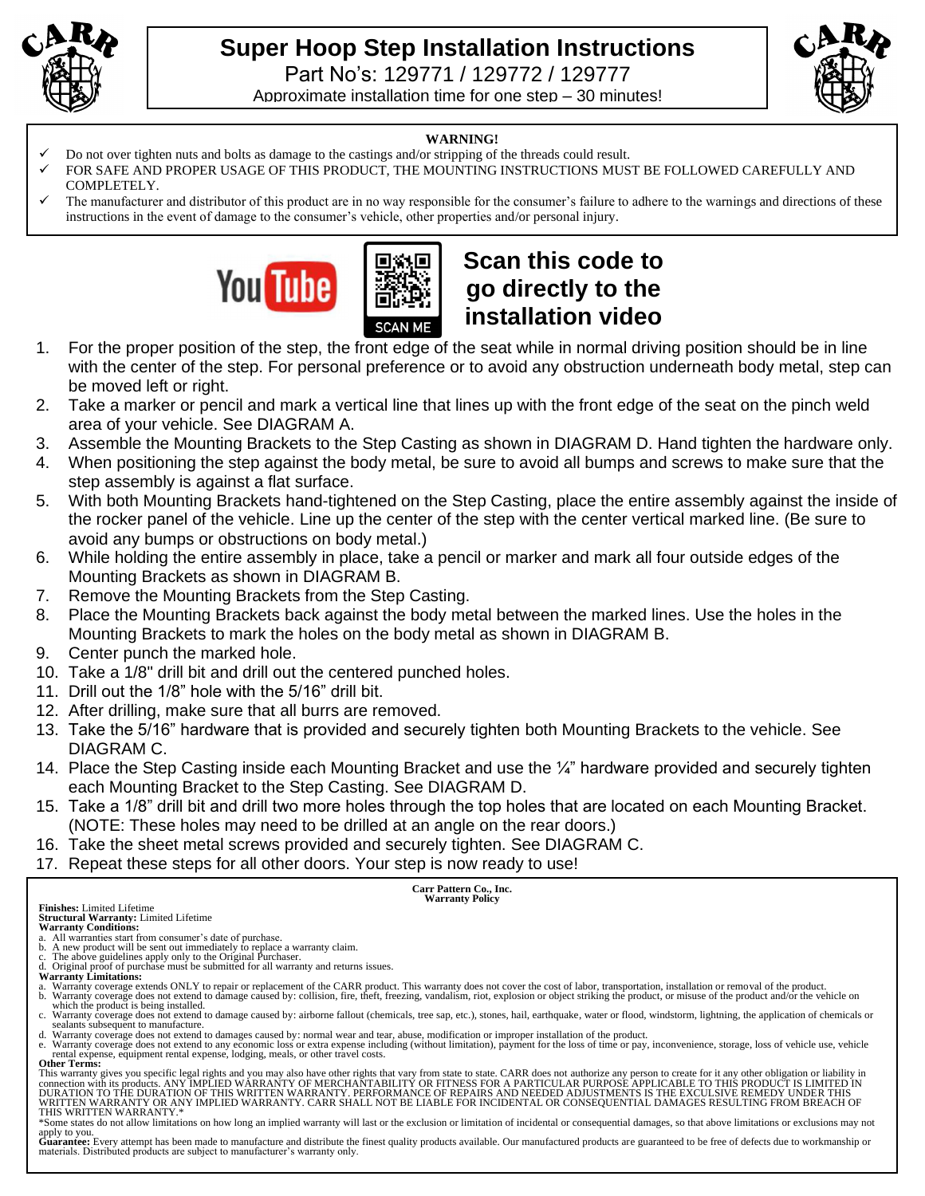# Super Hoop Step Installation Instructions

Part No's: 129771 / 129772 / 129777

Approximate installation time for one step – 30 minutes!

**WARNING!**

- ✓ Do not over tighten nuts and bolts as damage to the castings and/or stripping of the threads could result.
- ✓ FOR SAFE AND PROPER USAGE OF THIS PRODUCT, THE MOUNTING INSTRUCTIONS MUST BE FOLLOWED CAREFULLY AND COMPLETELY.
- ✓ The manufacturer and distributor of this product are in no way responsible for the consumer's failure to adhere to the warnings and directions of these instructions in the event of damage to the consumer's vehicle, other properties and/or personal injury.

SCAN ME

**Scan this code to go directly to the installation video**

1. For the proper position of the step, the front edge of the seat while in normal driving position should be in line with the center of the step. For personal preference or to avoid any obstruction underneath body metal, step can be moved left or right.
2. Take a marker or pencil and mark a vertical line that lines up with the front edge of the seat on the pinch weld area of your vehicle. See DIAGRAM A.
3. Assemble the Mounting Brackets to the Step Casting as shown in DIAGRAM D. Hand tighten the hardware only.
4. When positioning the step against the body metal, be sure to avoid all bumps and screws to make sure that the step assembly is against a flat surface.
5. With both Mounting Brackets hand-tightened on the Step Casting, place the entire assembly against the inside of the rocker panel of the vehicle. Line up the center of the step with the center vertical marked line. (Be sure to avoid any bumps or obstructions on body metal.)
6. While holding the entire assembly in place, take a pencil or marker and mark all four outside edges of the Mounting Brackets as shown in DIAGRAM B.
7. Remove the Mounting Brackets from the Step Casting.
8. Place the Mounting Brackets back against the body metal between the marked lines. Use the holes in the Mounting Brackets to mark the holes on the body metal as shown in DIAGRAM B.
9. Center punch the marked hole.
10. Take a 1/8" drill bit and drill out the centered punched holes.
11. Drill out the 1/8" hole with the 5/16" drill bit.
12. After drilling, make sure that all burrs are removed.
13. Take the 5/16" hardware that is provided and securely tighten both Mounting Brackets to the vehicle. See DIAGRAM C.
14. Place the Step Casting inside each Mounting Bracket and use the ¼" hardware provided and securely tighten each Mounting Bracket to the Step Casting. See DIAGRAM D.
15. Take a 1/8" drill bit and drill two more holes through the top holes that are located on each Mounting Bracket. (NOTE: These holes may need to be drilled at an angle on the rear doors.)
16. Take the sheet metal screws provided and securely tighten. See DIAGRAM C.
17. Repeat these steps for all other doors. Your step is now ready to use!

**Carr Pattern Co., Inc.**
**Warranty Policy**

**Finishes:** Limited Lifetime
**Structural Warranty:** Limited Lifetime
**Warranty Conditions:**

a. All warranties start from consumer's date of purchase.
b. A new product will be sent out immediately to replace a warranty claim.
c. The above guidelines apply only to the Original Purchaser.
d. Original proof of purchase must be submitted for all warranty and returns issues.

**Warranty Limitations:**

a. Warranty coverage extends ONLY to repair or replacement of the CARR product. This warranty does not cover the cost of labor, transportation, installation or removal of the product.
b. Warranty coverage does not extend to damage caused by: collision, fire, theft, freezing, vandalism, riot, explosion or object striking the product, or misuse of the product and/or the vehicle on which the product is being installed.
c. Warranty coverage does not extend to damage caused by: airborne fallout (chemicals, tree sap, etc.), stones, hail, earthquake, water or flood, windstorm, lightning, the application of chemicals or sealants subsequent to manufacture.
d. Warranty coverage does not extend to damages caused by: normal wear and tear, abuse, modification or improper installation of the product.
e. Warranty coverage does not extend to any economic loss or extra expense including (without limitation), payment for the loss of time or pay, inconvenience, storage, loss of vehicle use, vehicle rental expense, equipment rental expense, lodging, meals, or other travel costs.

**Other Terms:**
This warranty gives you specific legal rights and you may also have other rights that vary from state to state. CARR does not authorize any person to create for it any other obligation or liability in connection with its products. ANY IMPLIED WARRANTY OF MERCHANTABILITY OR FITNESS FOR A PARTICULAR PURPOSE APPLICABLE TO THIS PRODUCT IS LIMITED IN DURATION TO THE DURATION OF THIS WRITTEN WARRANTY. PERFORMANCE OF REPAIRS AND NEEDED ADJUSTMENTS IS THE EXCULSIVE REMEDY UNDER THIS WRITTEN WARRANTY OR ANY IMPLIED WARRANTY. CARR SHALL NOT BE LIABLE FOR INCIDENTAL OR CONSEQUENTIAL DAMAGES RESULTING FROM BREACH OF THIS WRITTEN WARRANTY.*
*Some states do not allow limitations on how long an implied warranty will last or the exclusion or limitation of incidental or consequential damages, so that above limitations or exclusions may not apply to you.
**Guarantee:** Every attempt has been made to manufacture and distribute the finest quality products available. Our manufactured products are guaranteed to be free of defects due to workmanship or materials. Distributed products are subject to manufacturer's warranty only.